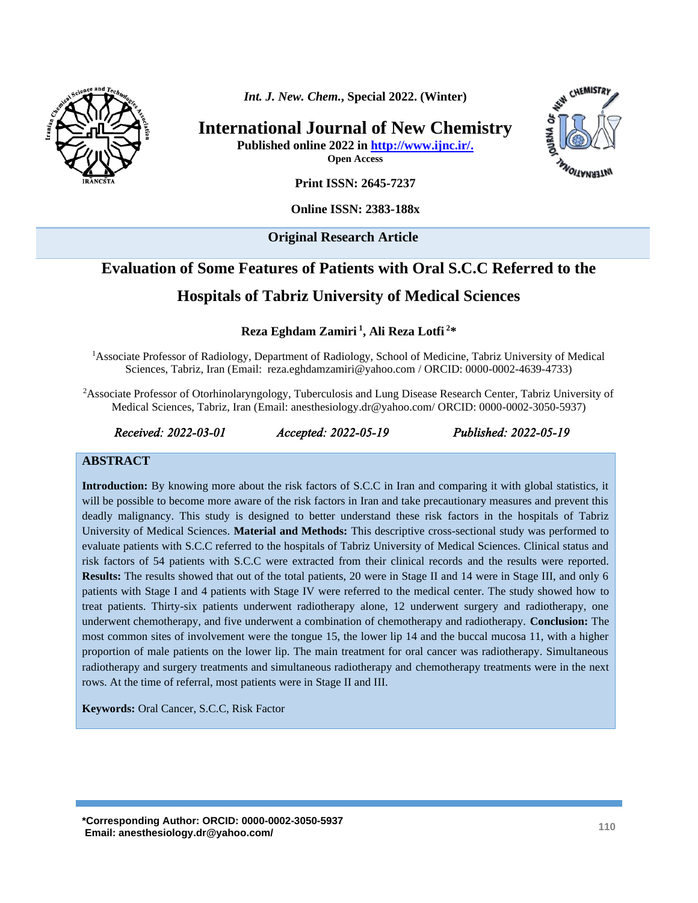**Original Research Article**

# Evaluation of Some Features of Patients with Oral S.C.C Referred to the Hospitals of Tabriz University of Medical Sciences

**Reza Eghdam Zamiri [1], Ali Reza Lotfi [2]***

[1]Associate Professor of Radiology, Department of Radiology, School of Medicine, Tabriz University of Medical Sciences, Tabriz, Iran (Email: reza.eghdamzamiri@yahoo.com / ORCID: 0000-0002-4639-4733)

[2]Associate Professor of Otorhinolaryngology, Tuberculosis and Lung Disease Research Center, Tabriz University of Medical Sciences, Tabriz, Iran (Email: anesthesiology.dr@yahoo.com/ ORCID: 0000-0002-3050-5937)

*Received: 2022-03-01* *Accepted: 2022-05-19* *Published: 2022-05-19*

## ABSTRACT

**Introduction:** By knowing more about the risk factors of S.C.C in Iran and comparing it with global statistics, it will be possible to become more aware of the risk factors in Iran and take precautionary measures and prevent this deadly malignancy. This study is designed to better understand these risk factors in the hospitals of Tabriz University of Medical Sciences. **Material and Methods:** This descriptive cross-sectional study was performed to evaluate patients with S.C.C referred to the hospitals of Tabriz University of Medical Sciences. Clinical status and risk factors of 54 patients with S.C.C were extracted from their clinical records and the results were reported. **Results:** The results showed that out of the total patients, 20 were in Stage II and 14 were in Stage III, and only 6 patients with Stage I and 4 patients with Stage IV were referred to the medical center. The study showed how to treat patients. Thirty-six patients underwent radiotherapy alone, 12 underwent surgery and radiotherapy, one underwent chemotherapy, and five underwent a combination of chemotherapy and radiotherapy. **Conclusion:** The most common sites of involvement were the tongue 15, the lower lip 14 and the buccal mucosa 11, with a higher proportion of male patients on the lower lip. The main treatment for oral cancer was radiotherapy. Simultaneous radiotherapy and surgery treatments and simultaneous radiotherapy and chemotherapy treatments were in the next rows. At the time of referral, most patients were in Stage II and III.

**Keywords:** Oral Cancer, S.C.C, Risk Factor

**\*Corresponding Author: ORCID: 0000-0002-3050-5937**
**Email: anesthesiology.dr@yahoo.com/**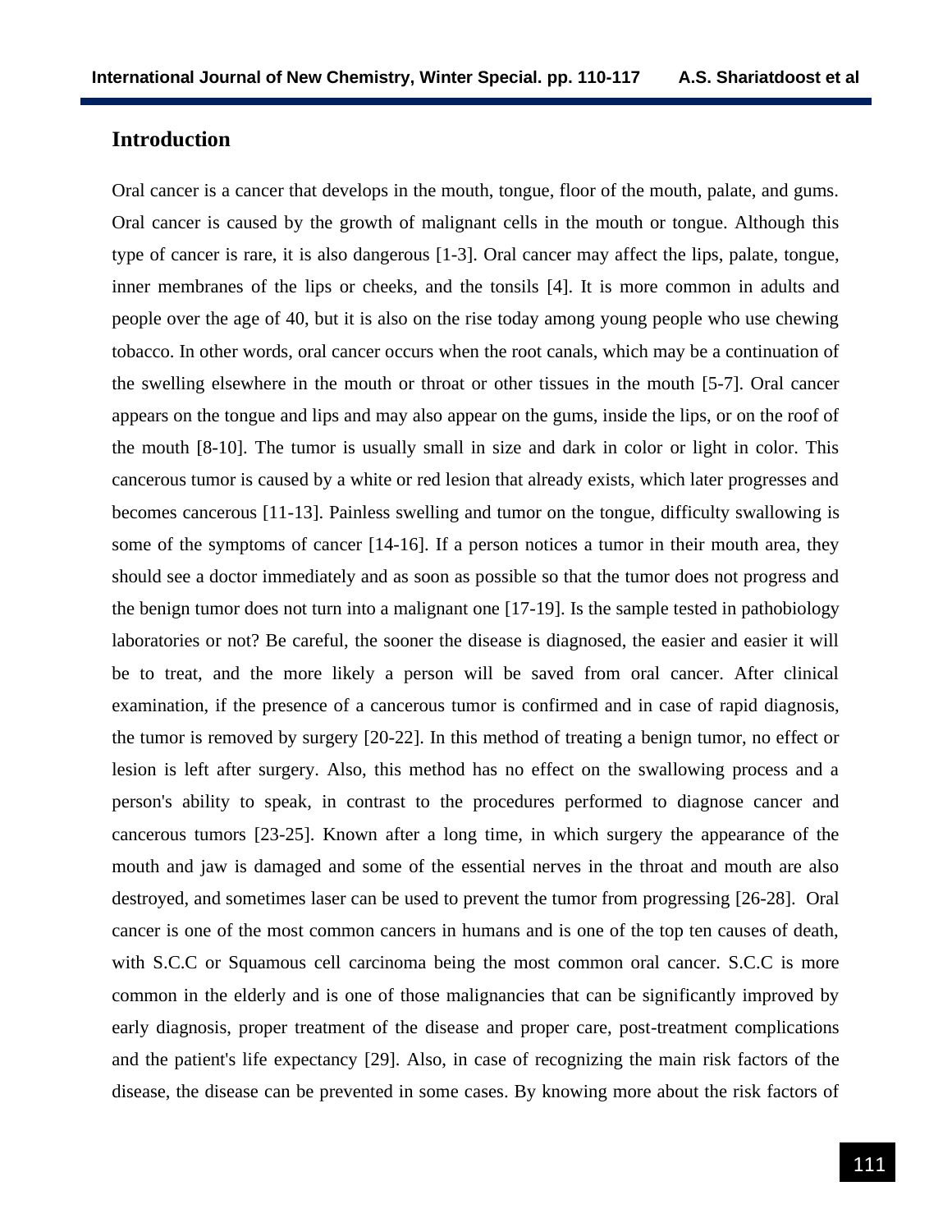## Introduction

Oral cancer is a cancer that develops in the mouth, tongue, floor of the mouth, palate, and gums. Oral cancer is caused by the growth of malignant cells in the mouth or tongue. Although this type of cancer is rare, it is also dangerous [1-3]. Oral cancer may affect the lips, palate, tongue, inner membranes of the lips or cheeks, and the tonsils [4]. It is more common in adults and people over the age of 40, but it is also on the rise today among young people who use chewing tobacco. In other words, oral cancer occurs when the root canals, which may be a continuation of the swelling elsewhere in the mouth or throat or other tissues in the mouth [5-7]. Oral cancer appears on the tongue and lips and may also appear on the gums, inside the lips, or on the roof of the mouth [8-10]. The tumor is usually small in size and dark in color or light in color. This cancerous tumor is caused by a white or red lesion that already exists, which later progresses and becomes cancerous [11-13]. Painless swelling and tumor on the tongue, difficulty swallowing is some of the symptoms of cancer [14-16]. If a person notices a tumor in their mouth area, they should see a doctor immediately and as soon as possible so that the tumor does not progress and the benign tumor does not turn into a malignant one [17-19]. Is the sample tested in pathobiology laboratories or not? Be careful, the sooner the disease is diagnosed, the easier and easier it will be to treat, and the more likely a person will be saved from oral cancer. After clinical examination, if the presence of a cancerous tumor is confirmed and in case of rapid diagnosis, the tumor is removed by surgery [20-22]. In this method of treating a benign tumor, no effect or lesion is left after surgery. Also, this method has no effect on the swallowing process and a person's ability to speak, in contrast to the procedures performed to diagnose cancer and cancerous tumors [23-25]. Known after a long time, in which surgery the appearance of the mouth and jaw is damaged and some of the essential nerves in the throat and mouth are also destroyed, and sometimes laser can be used to prevent the tumor from progressing [26-28]. Oral cancer is one of the most common cancers in humans and is one of the top ten causes of death, with S.C.C or Squamous cell carcinoma being the most common oral cancer. S.C.C is more common in the elderly and is one of those malignancies that can be significantly improved by early diagnosis, proper treatment of the disease and proper care, post-treatment complications and the patient's life expectancy [29]. Also, in case of recognizing the main risk factors of the disease, the disease can be prevented in some cases. By knowing more about the risk factors of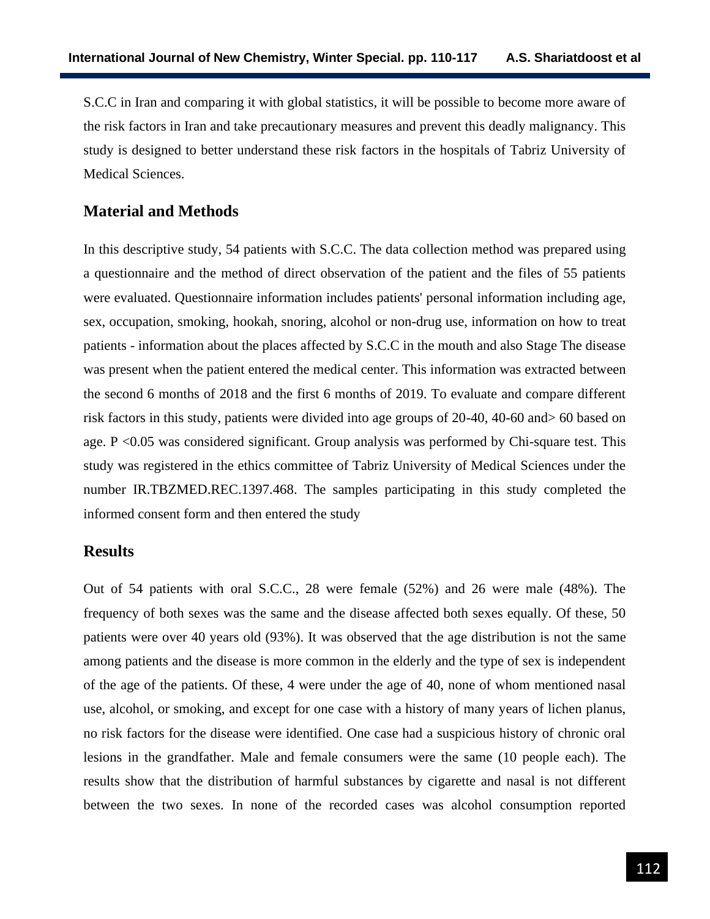S.C.C in Iran and comparing it with global statistics, it will be possible to become more aware of the risk factors in Iran and take precautionary measures and prevent this deadly malignancy. This study is designed to better understand these risk factors in the hospitals of Tabriz University of Medical Sciences.

## Material and Methods

In this descriptive study, 54 patients with S.C.C. The data collection method was prepared using a questionnaire and the method of direct observation of the patient and the files of 55 patients were evaluated. Questionnaire information includes patients' personal information including age, sex, occupation, smoking, hookah, snoring, alcohol or non-drug use, information on how to treat patients - information about the places affected by S.C.C in the mouth and also Stage The disease was present when the patient entered the medical center. This information was extracted between the second 6 months of 2018 and the first 6 months of 2019. To evaluate and compare different risk factors in this study, patients were divided into age groups of 20-40, 40-60 and> 60 based on age. P <0.05 was considered significant. Group analysis was performed by Chi-square test. This study was registered in the ethics committee of Tabriz University of Medical Sciences under the number IR.TBZMED.REC.1397.468. The samples participating in this study completed the informed consent form and then entered the study

## Results

Out of 54 patients with oral S.C.C., 28 were female (52%) and 26 were male (48%). The frequency of both sexes was the same and the disease affected both sexes equally. Of these, 50 patients were over 40 years old (93%). It was observed that the age distribution is not the same among patients and the disease is more common in the elderly and the type of sex is independent of the age of the patients. Of these, 4 were under the age of 40, none of whom mentioned nasal use, alcohol, or smoking, and except for one case with a history of many years of lichen planus, no risk factors for the disease were identified. One case had a suspicious history of chronic oral lesions in the grandfather. Male and female consumers were the same (10 people each). The results show that the distribution of harmful substances by cigarette and nasal is not different between the two sexes. In none of the recorded cases was alcohol consumption reported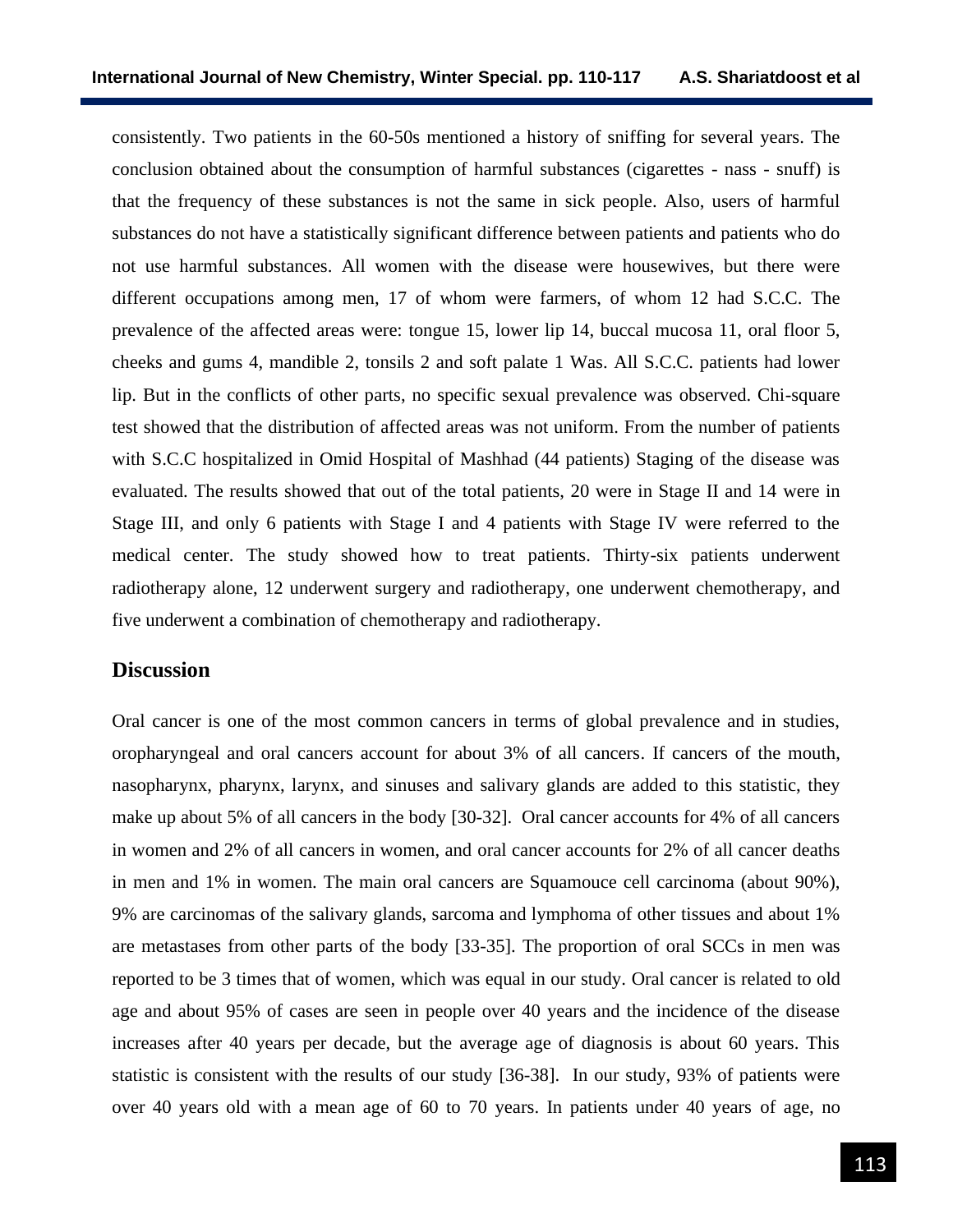consistently. Two patients in the 60-50s mentioned a history of sniffing for several years. The conclusion obtained about the consumption of harmful substances (cigarettes - nass - snuff) is that the frequency of these substances is not the same in sick people. Also, users of harmful substances do not have a statistically significant difference between patients and patients who do not use harmful substances. All women with the disease were housewives, but there were different occupations among men, 17 of whom were farmers, of whom 12 had S.C.C. The prevalence of the affected areas were: tongue 15, lower lip 14, buccal mucosa 11, oral floor 5, cheeks and gums 4, mandible 2, tonsils 2 and soft palate 1 Was. All S.C.C. patients had lower lip. But in the conflicts of other parts, no specific sexual prevalence was observed. Chi-square test showed that the distribution of affected areas was not uniform. From the number of patients with S.C.C hospitalized in Omid Hospital of Mashhad (44 patients) Staging of the disease was evaluated. The results showed that out of the total patients, 20 were in Stage II and 14 were in Stage III, and only 6 patients with Stage I and 4 patients with Stage IV were referred to the medical center. The study showed how to treat patients. Thirty-six patients underwent radiotherapy alone, 12 underwent surgery and radiotherapy, one underwent chemotherapy, and five underwent a combination of chemotherapy and radiotherapy.

## Discussion

Oral cancer is one of the most common cancers in terms of global prevalence and in studies, oropharyngeal and oral cancers account for about 3% of all cancers. If cancers of the mouth, nasopharynx, pharynx, larynx, and sinuses and salivary glands are added to this statistic, they make up about 5% of all cancers in the body [30-32]. Oral cancer accounts for 4% of all cancers in women and 2% of all cancers in women, and oral cancer accounts for 2% of all cancer deaths in men and 1% in women. The main oral cancers are Squamouce cell carcinoma (about 90%), 9% are carcinomas of the salivary glands, sarcoma and lymphoma of other tissues and about 1% are metastases from other parts of the body [33-35]. The proportion of oral SCCs in men was reported to be 3 times that of women, which was equal in our study. Oral cancer is related to old age and about 95% of cases are seen in people over 40 years and the incidence of the disease increases after 40 years per decade, but the average age of diagnosis is about 60 years. This statistic is consistent with the results of our study [36-38]. In our study, 93% of patients were over 40 years old with a mean age of 60 to 70 years. In patients under 40 years of age, no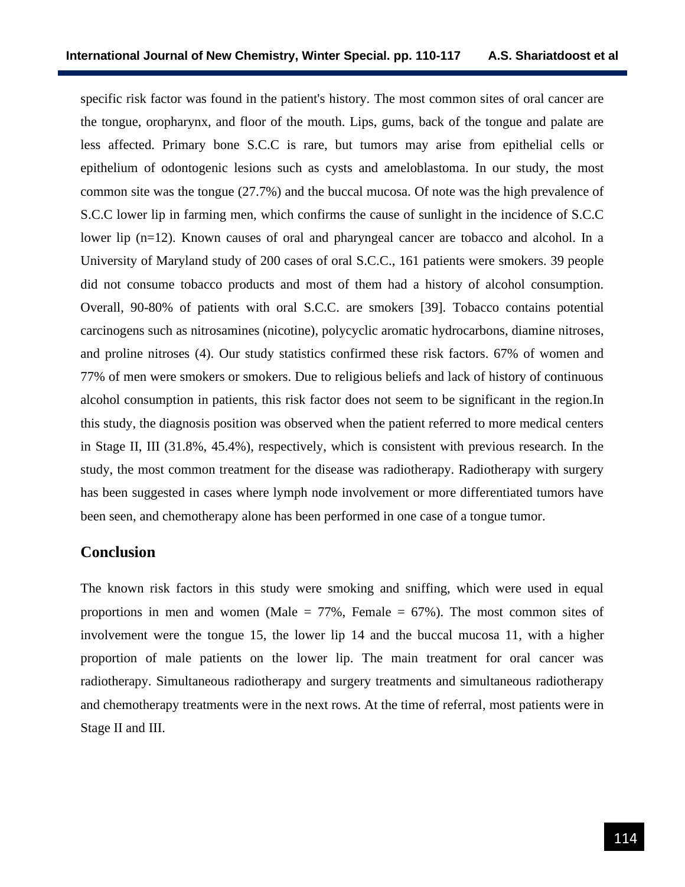specific risk factor was found in the patient's history. The most common sites of oral cancer are the tongue, oropharynx, and floor of the mouth. Lips, gums, back of the tongue and palate are less affected. Primary bone S.C.C is rare, but tumors may arise from epithelial cells or epithelium of odontogenic lesions such as cysts and ameloblastoma. In our study, the most common site was the tongue (27.7%) and the buccal mucosa. Of note was the high prevalence of S.C.C lower lip in farming men, which confirms the cause of sunlight in the incidence of S.C.C lower lip (n=12). Known causes of oral and pharyngeal cancer are tobacco and alcohol. In a University of Maryland study of 200 cases of oral S.C.C., 161 patients were smokers. 39 people did not consume tobacco products and most of them had a history of alcohol consumption. Overall, 90-80% of patients with oral S.C.C. are smokers [39]. Tobacco contains potential carcinogens such as nitrosamines (nicotine), polycyclic aromatic hydrocarbons, diamine nitroses, and proline nitroses (4). Our study statistics confirmed these risk factors. 67% of women and 77% of men were smokers or smokers. Due to religious beliefs and lack of history of continuous alcohol consumption in patients, this risk factor does not seem to be significant in the region.In this study, the diagnosis position was observed when the patient referred to more medical centers in Stage II, III (31.8%, 45.4%), respectively, which is consistent with previous research. In the study, the most common treatment for the disease was radiotherapy. Radiotherapy with surgery has been suggested in cases where lymph node involvement or more differentiated tumors have been seen, and chemotherapy alone has been performed in one case of a tongue tumor.

## Conclusion

The known risk factors in this study were smoking and sniffing, which were used in equal proportions in men and women (Male = 77%, Female = 67%). The most common sites of involvement were the tongue 15, the lower lip 14 and the buccal mucosa 11, with a higher proportion of male patients on the lower lip. The main treatment for oral cancer was radiotherapy. Simultaneous radiotherapy and surgery treatments and simultaneous radiotherapy and chemotherapy treatments were in the next rows. At the time of referral, most patients were in Stage II and III.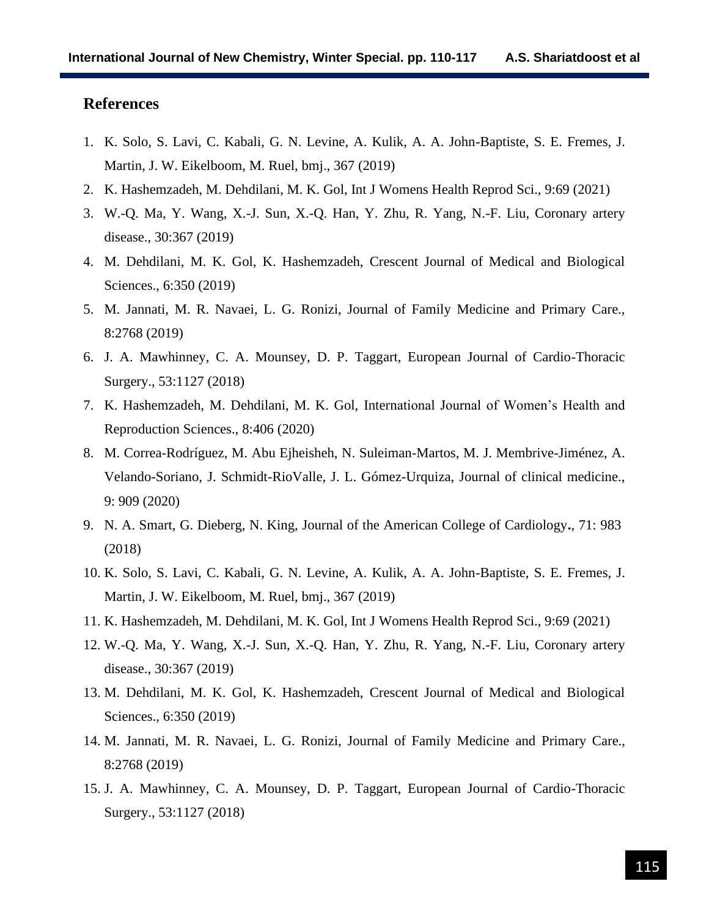## References

1. K. Solo, S. Lavi, C. Kabali, G. N. Levine, A. Kulik, A. A. John-Baptiste, S. E. Fremes, J. Martin, J. W. Eikelboom, M. Ruel, bmj., 367 (2019)
2. K. Hashemzadeh, M. Dehdilani, M. K. Gol, Int J Womens Health Reprod Sci., 9:69 (2021)
3. W.-Q. Ma, Y. Wang, X.-J. Sun, X.-Q. Han, Y. Zhu, R. Yang, N.-F. Liu, Coronary artery disease., 30:367 (2019)
4. M. Dehdilani, M. K. Gol, K. Hashemzadeh, Crescent Journal of Medical and Biological Sciences., 6:350 (2019)
5. M. Jannati, M. R. Navaei, L. G. Ronizi, Journal of Family Medicine and Primary Care., 8:2768 (2019)
6. J. A. Mawhinney, C. A. Mounsey, D. P. Taggart, European Journal of Cardio-Thoracic Surgery., 53:1127 (2018)
7. K. Hashemzadeh, M. Dehdilani, M. K. Gol, International Journal of Women's Health and Reproduction Sciences., 8:406 (2020)
8. M. Correa-Rodríguez, M. Abu Ejheisheh, N. Suleiman-Martos, M. J. Membrive-Jiménez, A. Velando-Soriano, J. Schmidt-RioValle, J. L. Gómez-Urquiza, Journal of clinical medicine., 9: 909 (2020)
9. N. A. Smart, G. Dieberg, N. King, Journal of the American College of Cardiology**.**, 71: 983 (2018)
10. K. Solo, S. Lavi, C. Kabali, G. N. Levine, A. Kulik, A. A. John-Baptiste, S. E. Fremes, J. Martin, J. W. Eikelboom, M. Ruel, bmj., 367 (2019)
11. K. Hashemzadeh, M. Dehdilani, M. K. Gol, Int J Womens Health Reprod Sci., 9:69 (2021)
12. W.-Q. Ma, Y. Wang, X.-J. Sun, X.-Q. Han, Y. Zhu, R. Yang, N.-F. Liu, Coronary artery disease., 30:367 (2019)
13. M. Dehdilani, M. K. Gol, K. Hashemzadeh, Crescent Journal of Medical and Biological Sciences., 6:350 (2019)
14. M. Jannati, M. R. Navaei, L. G. Ronizi, Journal of Family Medicine and Primary Care., 8:2768 (2019)
15. J. A. Mawhinney, C. A. Mounsey, D. P. Taggart, European Journal of Cardio-Thoracic Surgery., 53:1127 (2018)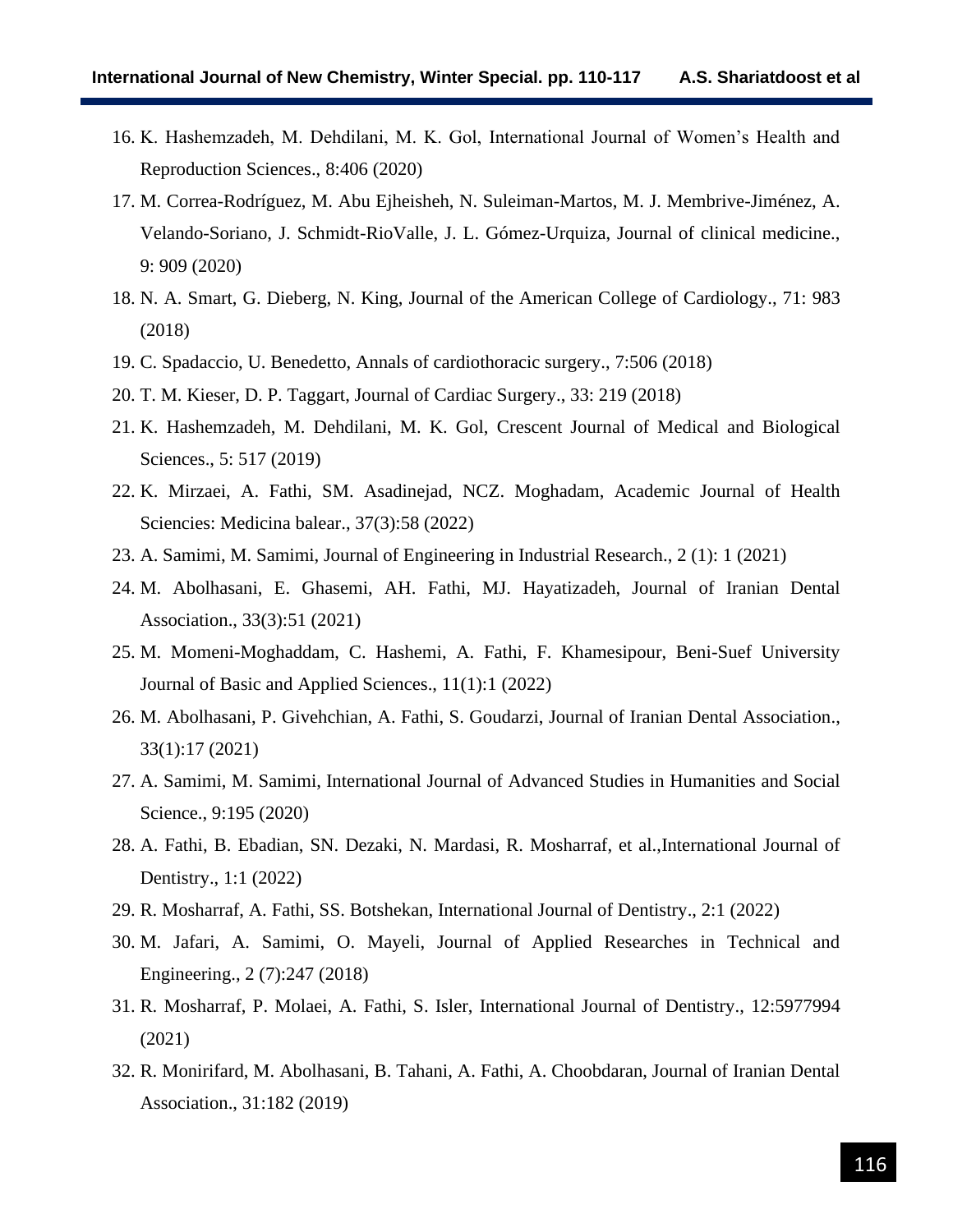16. K. Hashemzadeh, M. Dehdilani, M. K. Gol, International Journal of Women's Health and Reproduction Sciences., 8:406 (2020)
17. M. Correa-Rodríguez, M. Abu Ejheisheh, N. Suleiman-Martos, M. J. Membrive-Jiménez, A. Velando-Soriano, J. Schmidt-RioValle, J. L. Gómez-Urquiza, Journal of clinical medicine., 9: 909 (2020)
18. N. A. Smart, G. Dieberg, N. King, Journal of the American College of Cardiology., 71: 983 (2018)
19. C. Spadaccio, U. Benedetto, Annals of cardiothoracic surgery., 7:506 (2018)
20. T. M. Kieser, D. P. Taggart, Journal of Cardiac Surgery., 33: 219 (2018)
21. K. Hashemzadeh, M. Dehdilani, M. K. Gol, Crescent Journal of Medical and Biological Sciences., 5: 517 (2019)
22. K. Mirzaei, A. Fathi, SM. Asadinejad, NCZ. Moghadam, Academic Journal of Health Sciencies: Medicina balear., 37(3):58 (2022)
23. A. Samimi, M. Samimi, Journal of Engineering in Industrial Research., 2 (1): 1 (2021)
24. M. Abolhasani, E. Ghasemi, AH. Fathi, MJ. Hayatizadeh, Journal of Iranian Dental Association., 33(3):51 (2021)
25. M. Momeni-Moghaddam, C. Hashemi, A. Fathi, F. Khamesipour, Beni-Suef University Journal of Basic and Applied Sciences., 11(1):1 (2022)
26. M. Abolhasani, P. Givehchian, A. Fathi, S. Goudarzi, Journal of Iranian Dental Association., 33(1):17 (2021)
27. A. Samimi, M. Samimi, International Journal of Advanced Studies in Humanities and Social Science., 9:195 (2020)
28. A. Fathi, B. Ebadian, SN. Dezaki, N. Mardasi, R. Mosharraf, et al.,International Journal of Dentistry., 1:1 (2022)
29. R. Mosharraf, A. Fathi, SS. Botshekan, International Journal of Dentistry., 2:1 (2022)
30. M. Jafari, A. Samimi, O. Mayeli, Journal of Applied Researches in Technical and Engineering., 2 (7):247 (2018)
31. R. Mosharraf, P. Molaei, A. Fathi, S. Isler, International Journal of Dentistry., 12:5977994 (2021)
32. R. Monirifard, M. Abolhasani, B. Tahani, A. Fathi, A. Choobdaran, Journal of Iranian Dental Association., 31:182 (2019)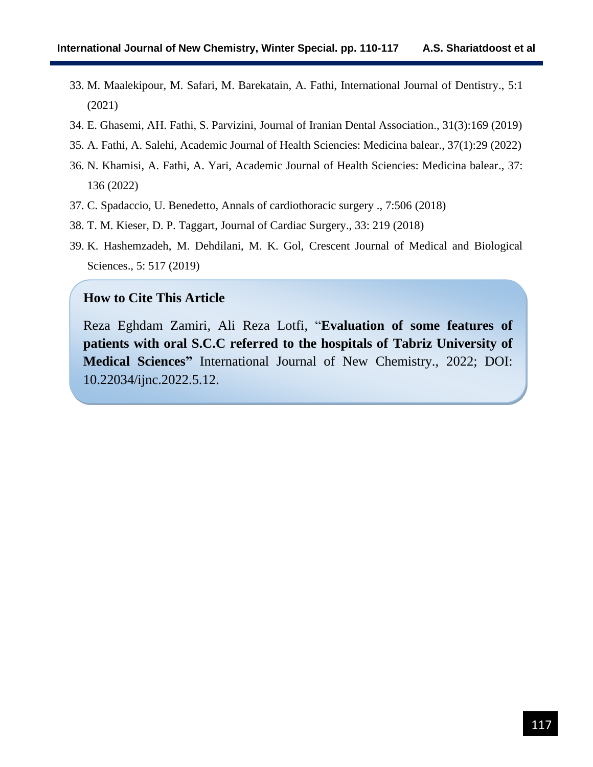33. M. Maalekipour, M. Safari, M. Barekatain, A. Fathi, International Journal of Dentistry., 5:1 (2021)
34. E. Ghasemi, AH. Fathi, S. Parvizini, Journal of Iranian Dental Association., 31(3):169 (2019)
35. A. Fathi, A. Salehi, Academic Journal of Health Sciencies: Medicina balear., 37(1):29 (2022)
36. N. Khamisi, A. Fathi, A. Yari, Academic Journal of Health Sciencies: Medicina balear., 37: 136 (2022)
37. C. Spadaccio, U. Benedetto, Annals of cardiothoracic surgery ., 7:506 (2018)
38. T. M. Kieser, D. P. Taggart, Journal of Cardiac Surgery., 33: 219 (2018)
39. K. Hashemzadeh, M. Dehdilani, M. K. Gol, Crescent Journal of Medical and Biological Sciences., 5: 517 (2019)

### How to Cite This Article

Reza Eghdam Zamiri, Ali Reza Lotfi, "**Evaluation of some features of patients with oral S.C.C referred to the hospitals of Tabriz University of Medical Sciences"** International Journal of New Chemistry., 2022; DOI: 10.22034/ijnc.2022.5.12.